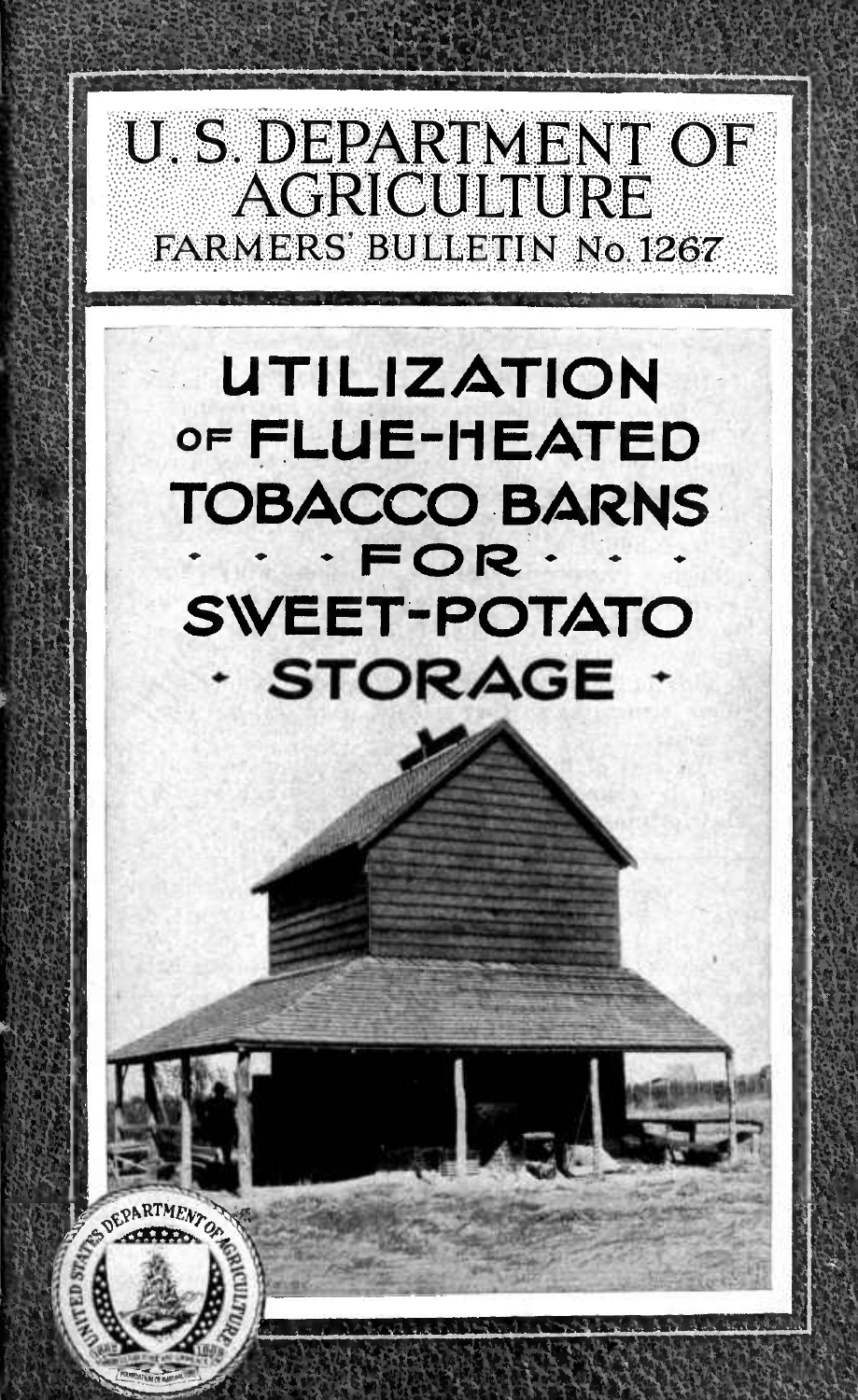# U. S. DEPARTMENT OF AGRICULTURE

FARMERS' BULLETIN No. 1267

# UTILIZATION OF FLUE-HEATED TOBACCO BARNS FOR SWEET-POTATO STORAGE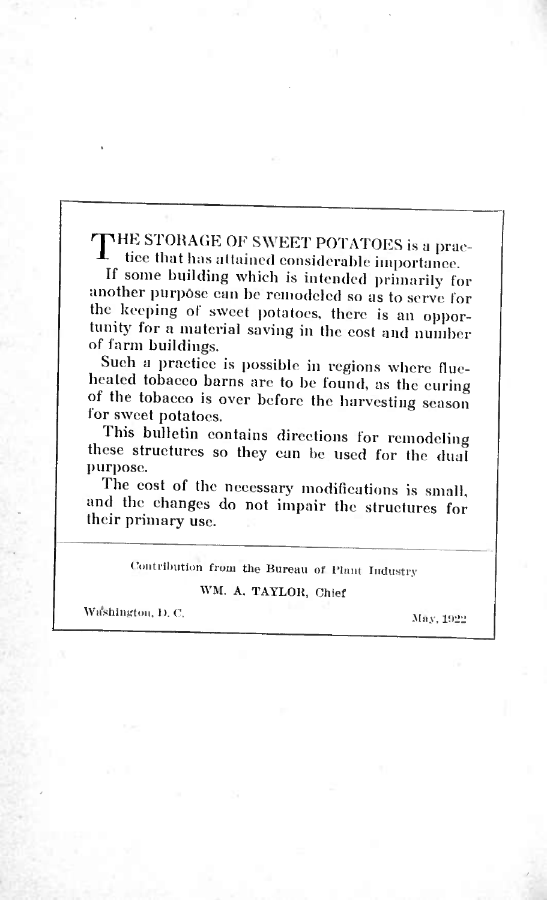THE STORAGE OF SWEET POTATOES is a practice that has attained considerable importance.

If some building which is intended primarily for another purpose can be remodeled so as to serve for the keeping of sweet potatoes, there is an opportunity for a material saving in the cost and number of farm buildings.

Such a practice is possible in regions where flue-heated tobacco barns are to be found, as the curing of the tobacco is over before the harvesting season for sweet potatoes.

This bulletin contains directions for remodeling these structures so they can be used for the dual purpose.

The cost of the necessary modifications is small, and the changes do not impair the structures for their primary use.

---

Contribution from the Bureau of Plant Industry

WM. A. TAYLOR, Chief

Washington, D. C. May, 1922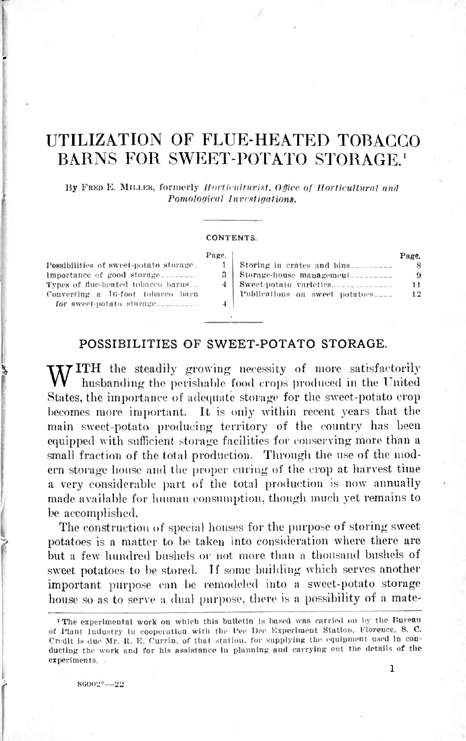# UTILIZATION OF FLUE-HEATED TOBACCO BARNS FOR SWEET-POTATO STORAGE.[1]

By Fred E. Miller, formerly *Horticulturist, Office of Horticultural and Pomological Investigations.*

CONTENTS.

| | Page. | | Page. |
|---|---|---|---|
| Possibilities of sweet-potato storage | 1 | Storing in crates and bins | 8 |
| Importance of good storage | 3 | Storage-house management | 9 |
| Types of flue-heated tobacco barns | 4 | Sweet-potato varieties | 11 |
| Converting a 16-foot tobacco barn for sweet-potato storage | 4 | Publications on sweet potatoes | 12 |

## POSSIBILITIES OF SWEET-POTATO STORAGE.

With the steadily growing necessity of more satisfactorily husbanding the perishable food crops produced in the United States, the importance of adequate storage for the sweet-potato crop becomes more important. It is only within recent years that the main sweet-potato producing territory of the country has been equipped with sufficient storage facilities for conserving more than a small fraction of the total production. Through the use of the modern storage house and the proper curing of the crop at harvest time a very considerable part of the total production is now annually made available for human consumption, though much yet remains to be accomplished.

The construction of special houses for the purpose of storing sweet potatoes is a matter to be taken into consideration where there are but a few hundred bushels or not more than a thousand bushels of sweet potatoes to be stored. If some building which serves another important purpose can be remodeled into a sweet-potato storage house so as to serve a dual purpose, there is a possibility of a mate-

[1] The experimental work on which this bulletin is based was carried on by the Bureau of Plant Industry in cooperation with the Pee Dee Experiment Station, Florence, S. C. Credit is due Mr. R. E. Currin, of that station, for supplying the equipment used in conducting the work and for his assistance in planning and carrying out the details of the experiments.

86002°—22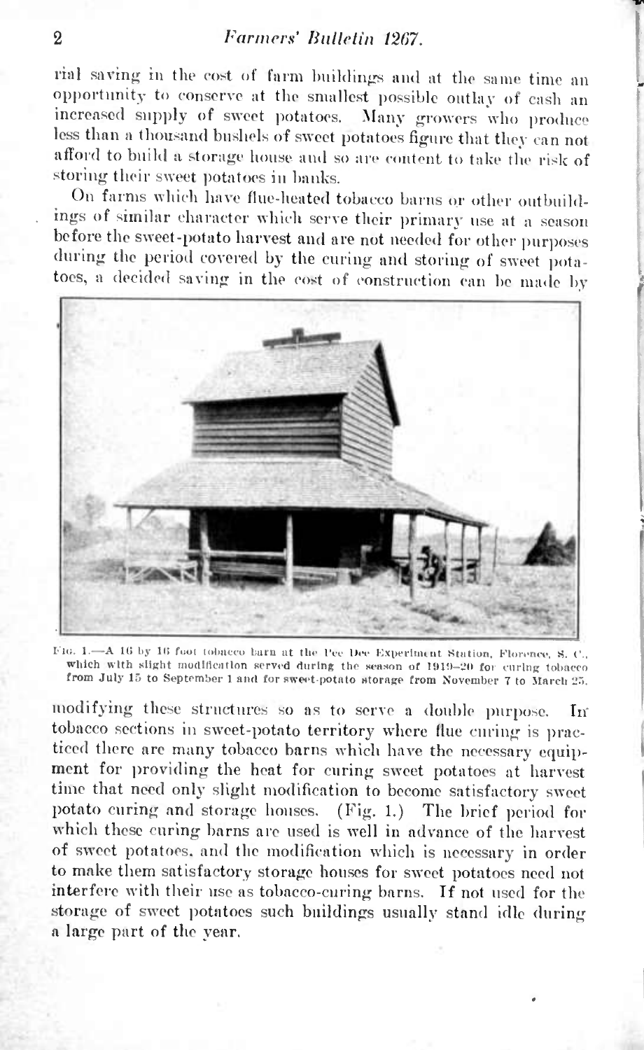rial saving in the cost of farm buildings and at the same time an opportunity to conserve at the smallest possible outlay of cash an increased supply of sweet potatoes. Many growers who produce less than a thousand bushels of sweet potatoes figure that they can not afford to build a storage house and so are content to take the risk of storing their sweet potatoes in banks.

On farms which have flue-heated tobacco barns or other outbuildings of similar character which serve their primary use at a season before the sweet-potato harvest and are not needed for other purposes during the period covered by the curing and storing of sweet potatoes, a decided saving in the cost of construction can be made by

FIG. 1.—A 16 by 16 foot tobacco barn at the Pee Dee Experiment Station, Florence, S. C., which with slight modification served during the season of 1919–20 for curing tobacco from July 15 to September 1 and for sweet-potato storage from November 7 to March 25.

modifying these structures so as to serve a double purpose. In tobacco sections in sweet-potato territory where flue curing is practiced there are many tobacco barns which have the necessary equipment for providing the heat for curing sweet potatoes at harvest time that need only slight modification to become satisfactory sweet potato curing and storage houses. (Fig. 1.) The brief period for which these curing barns are used is well in advance of the harvest of sweet potatoes, and the modification which is necessary in order to make them satisfactory storage houses for sweet potatoes need not interfere with their use as tobacco-curing barns. If not used for the storage of sweet potatoes such buildings usually stand idle during a large part of the year.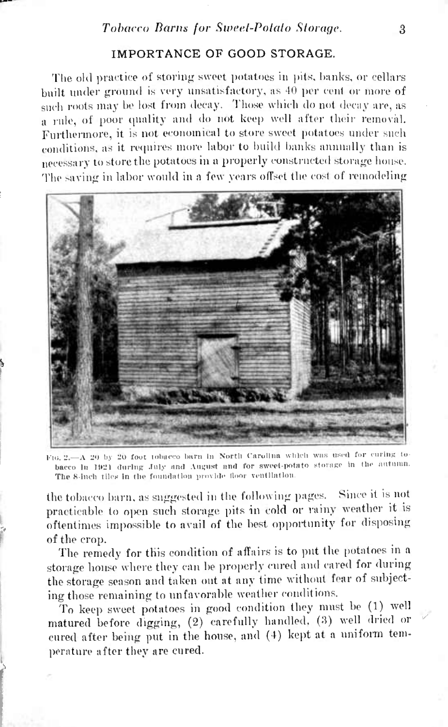## IMPORTANCE OF GOOD STORAGE.

The old practice of storing sweet potatoes in pits, banks, or cellars built under ground is very unsatisfactory, as 40 per cent or more of such roots may be lost from decay. Those which do not decay are, as a rule, of poor quality and do not keep well after their removal. Furthermore, it is not economical to store sweet potatoes under such conditions, as it requires more labor to build banks annually than is necessary to store the potatoes in a properly constructed storage house. The saving in labor would in a few years offset the cost of remodeling the tobacco barn, as suggested in the following pages. Since it is not practicable to open such storage pits in cold or rainy weather it is oftentimes impossible to avail of the best opportunity for disposing of the crop.

FIG. 2.—A 20 by 20 foot tobacco barn in North Carolina which was used for curing tobacco in 1921 during July and August and for sweet-potato storage in the autumn. The 8-inch tiles in the foundation provide floor ventilation.

The remedy for this condition of affairs is to put the potatoes in a storage house where they can be properly cured and cared for during the storage season and taken out at any time without fear of subjecting those remaining to unfavorable weather conditions.

To keep sweet potatoes in good condition they must be (1) well matured before digging, (2) carefully handled, (3) well dried or cured after being put in the house, and (4) kept at a uniform temperature after they are cured.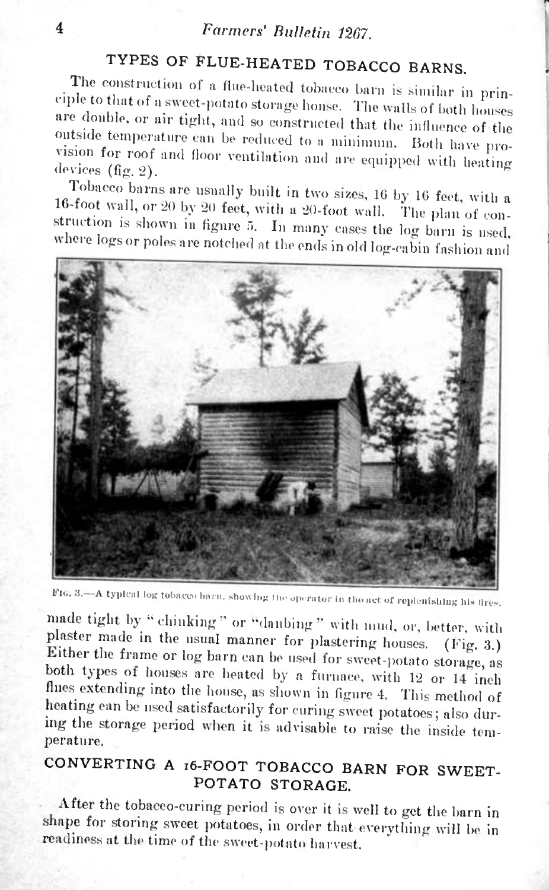## TYPES OF FLUE-HEATED TOBACCO BARNS.

The construction of a flue-heated tobacco barn is similar in principle to that of a sweet-potato storage house. The walls of both houses are double, or air tight, and so constructed that the influence of the outside temperature can be reduced to a minimum. Both have provision for roof and floor ventilation and are equipped with heating devices (fig. 2).

Tobacco barns are usually built in two sizes, 16 by 16 feet, with a 16-foot wall, or 20 by 20 feet, with a 20-foot wall. The plan of construction is shown in figure 5. In many cases the log barn is used, where logs or poles are notched at the ends in old log-cabin fashion and

FIG. 3.—A typical log tobacco barn, showing the operator in the act of replenishing his fires.

made tight by "chinking" or "daubing" with mud, or, better, with plaster made in the usual manner for plastering houses. (Fig. 3.) Either the frame or log barn can be used for sweet-potato storage, as both types of houses are heated by a furnace, with 12 or 14 inch flues extending into the house, as shown in figure 4. This method of heating can be used satisfactorily for curing sweet potatoes; also during the storage period when it is advisable to raise the inside temperature.

## CONVERTING A 16-FOOT TOBACCO BARN FOR SWEET-POTATO STORAGE.

After the tobacco-curing period is over it is well to get the barn in shape for storing sweet potatoes, in order that everything will be in readiness at the time of the sweet-potato harvest.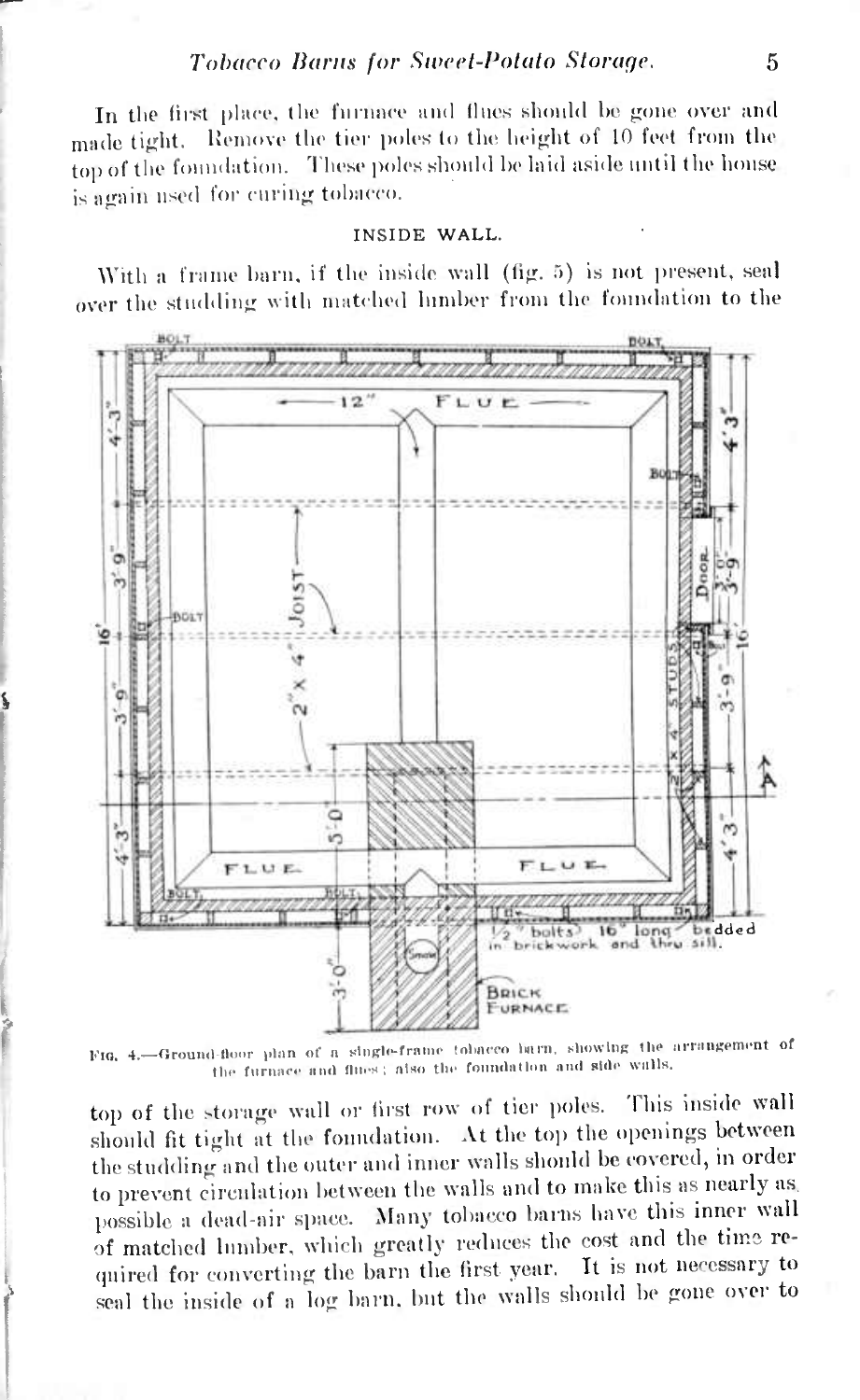In the first place, the furnace and flues should be gone over and made tight. Remove the tier poles to the height of 10 feet from the top of the foundation. These poles should be laid aside until the house is again used for curing tobacco.

### INSIDE WALL.

With a frame barn, if the inside wall (fig. 5) is not present, seal over the studding with matched lumber from the foundation to the top of the storage wall or first row of tier poles. This inside wall should fit tight at the foundation. At the top the openings between the studding and the outer and inner walls should be covered, in order to prevent circulation between the walls and to make this as nearly as possible a dead-air space. Many tobacco barns have this inner wall of matched lumber, which greatly reduces the cost and the time required for converting the barn the first year. It is not necessary to seal the inside of a log barn, but the walls should be gone over to

FIG. 4.—Ground-floor plan of a single-frame tobacco barn, showing the arrangement of the furnace and flues; also the foundation and side walls.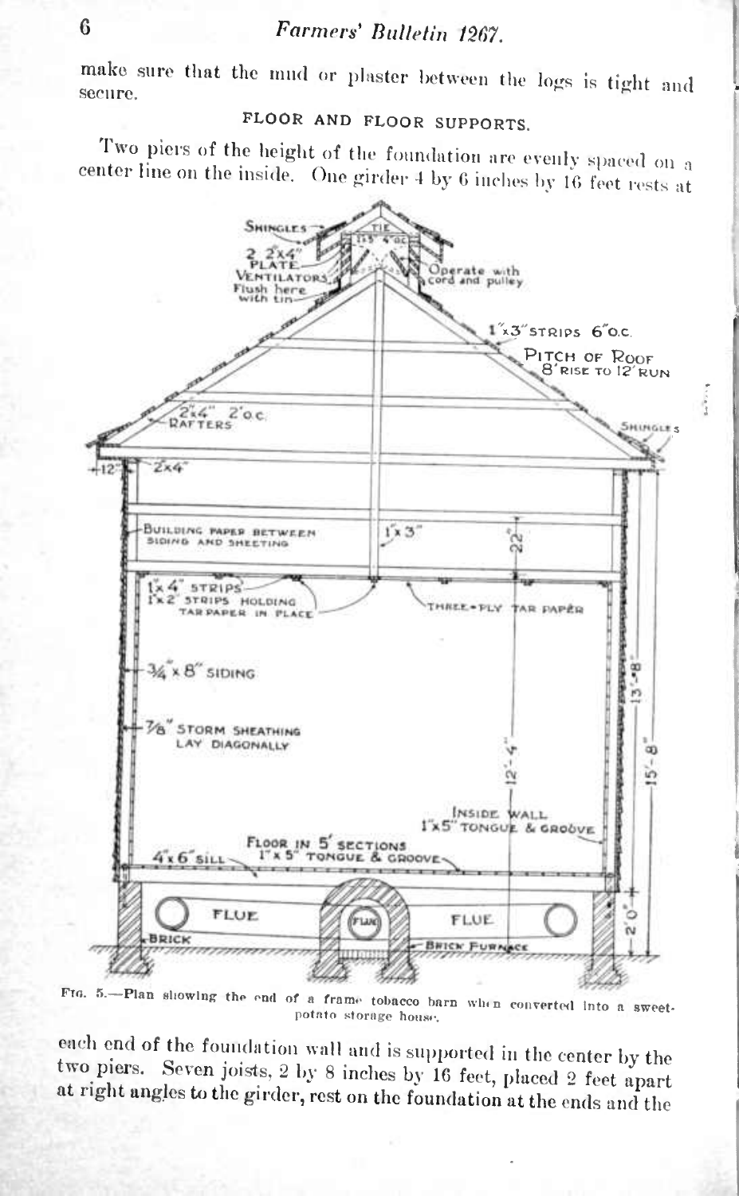make sure that the mud or plaster between the logs is tight and secure.

## FLOOR AND FLOOR SUPPORTS.

Two piers of the height of the foundation are evenly spaced on a center line on the inside. One girder 4 by 6 inches by 16 feet rests at

FIG. 5.—Plan showing the end of a frame tobacco barn when converted into a sweet-potato storage house.

each end of the foundation wall and is supported in the center by the two piers. Seven joists, 2 by 8 inches by 16 feet, placed 2 feet apart at right angles to the girder, rest on the foundation at the ends and the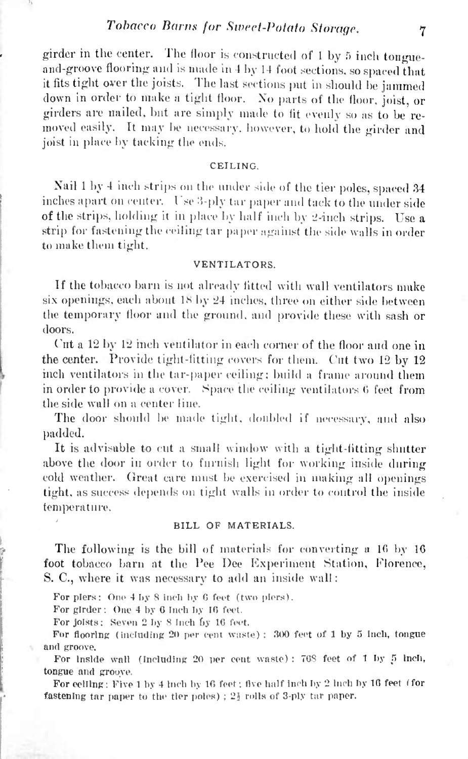girder in the center. The floor is constructed of 1 by 5 inch tongue-and-groove flooring and is made in 4 by 14 foot sections, so spaced that it fits tight over the joists. The last sections put in should be jammed down in order to make a tight floor. No parts of the floor, joist, or girders are nailed, but are simply made to fit evenly so as to be removed easily. It may be necessary, however, to hold the girder and joist in place by tacking the ends.

### CEILING.

Nail 1 by 4 inch strips on the under side of the tier poles, spaced 34 inches apart on center. Use 3-ply tar paper and tack to the under side of the strips, holding it in place by half inch by 2-inch strips. Use a strip for fastening the ceiling tar paper against the side walls in order to make them tight.

### VENTILATORS.

If the tobacco barn is not already fitted with wall ventilators make six openings, each about 18 by 24 inches, three on either side between the temporary floor and the ground, and provide these with sash or doors.

Cut a 12 by 12 inch ventilator in each corner of the floor and one in the center. Provide tight-fitting covers for them. Cut two 12 by 12 inch ventilators in the tar-paper ceiling; build a frame around them in order to provide a cover. Space the ceiling ventilators 6 feet from the side wall on a center line.

The door should be made tight, doubled if necessary, and also padded.

It is advisable to cut a small window with a tight-fitting shutter above the door in order to furnish light for working inside during cold weather. Great care must be exercised in making all openings tight, as success depends on tight walls in order to control the inside temperature.

### BILL OF MATERIALS.

The following is the bill of materials for converting a 16 by 16 foot tobacco barn at the Pee Dee Experiment Station, Florence, S. C., where it was necessary to add an inside wall:

For piers: One 4 by 8 inch by 6 feet (two piers).

For girder: One 4 by 6 inch by 16 feet.

For joists: Seven 2 by 8 inch by 16 feet.

For flooring (including 20 per cent waste): 300 feet of 1 by 5 inch, tongue and groove.

For inside wall (including 20 per cent waste): 768 feet of 1 by 5 inch, tongue and groove.

For ceiling: Five 1 by 4 inch by 16 feet; five half inch by 2 inch by 16 feet (for fastening tar paper to the tier poles); 2½ rolls of 3-ply tar paper.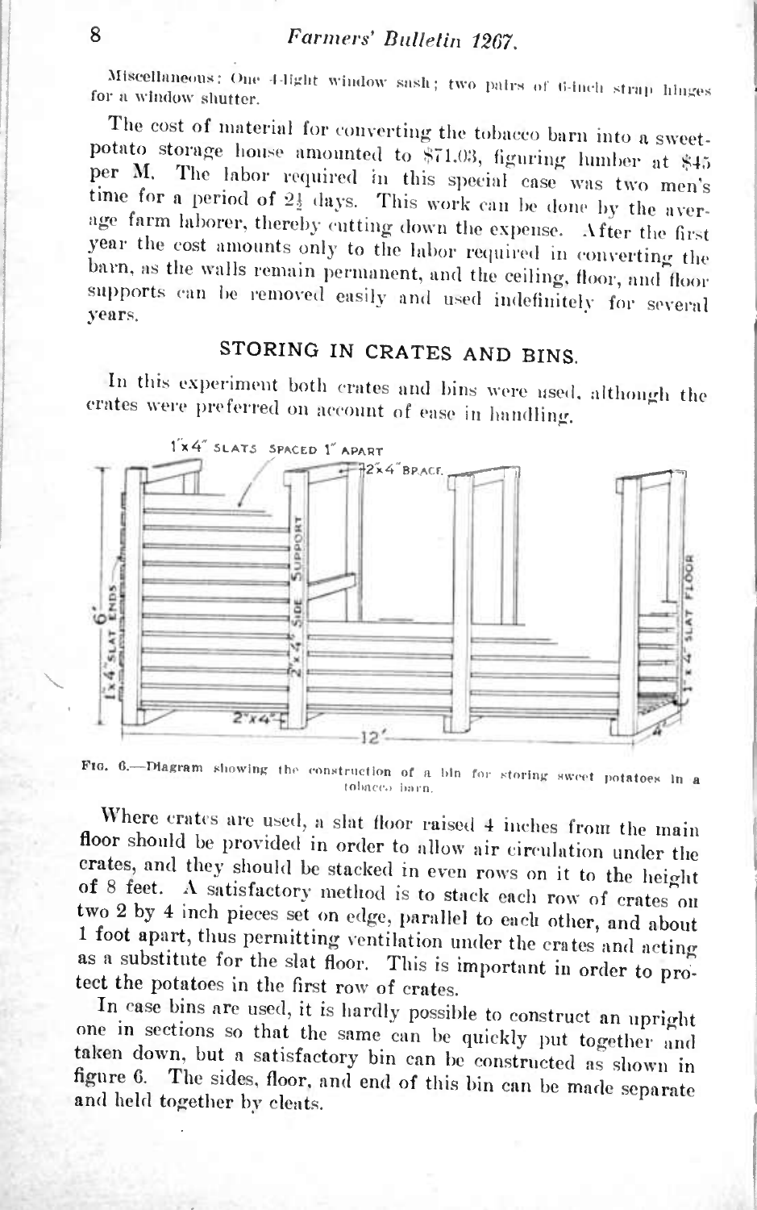Miscellaneous: One 4-light window sash; two pairs of 6-inch strap hinges for a window shutter.

The cost of material for converting the tobacco barn into a sweet-potato storage house amounted to $71.03, figuring lumber at $45 per M. The labor required in this special case was two men's time for a period of 2½ days. This work can be done by the average farm laborer, thereby cutting down the expense. After the first year the cost amounts only to the labor required in converting the barn, as the walls remain permanent, and the ceiling, floor, and floor supports can be removed easily and used indefinitely for several years.

## STORING IN CRATES AND BINS.

In this experiment both crates and bins were used, although the crates were preferred on account of ease in handling.

FIG. 6.—Diagram showing the construction of a bin for storing sweet potatoes in a tobacco barn.

Where crates are used, a slat floor raised 4 inches from the main floor should be provided in order to allow air circulation under the crates, and they should be stacked in even rows on it to the height of 8 feet. A satisfactory method is to stack each row of crates on two 2 by 4 inch pieces set on edge, parallel to each other, and about 1 foot apart, thus permitting ventilation under the crates and acting as a substitute for the slat floor. This is important in order to protect the potatoes in the first row of crates.

In case bins are used, it is hardly possible to construct an upright one in sections so that the same can be quickly put together and taken down, but a satisfactory bin can be constructed as shown in figure 6. The sides, floor, and end of this bin can be made separate and held together by cleats.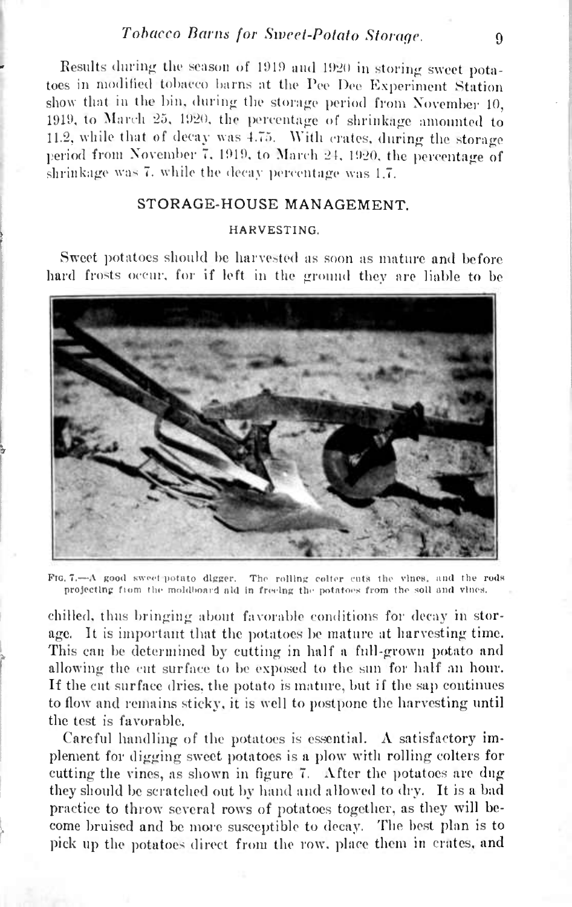Results during the season of 1919 and 1920 in storing sweet potatoes in modified tobacco barns at the Pee Dee Experiment Station show that in the bin, during the storage period from November 10, 1919, to March 25, 1920, the percentage of shrinkage amounted to 11.2, while that of decay was 4.75. With crates, during the storage period from November 7, 1919, to March 24, 1920, the percentage of shrinkage was 7, while the decay percentage was 1.7.

## STORAGE-HOUSE MANAGEMENT.

### HARVESTING.

Sweet potatoes should be harvested as soon as mature and before hard frosts occur, for if left in the ground they are liable to be chilled, thus bringing about favorable conditions for decay in storage. It is important that the potatoes be mature at harvesting time. This can be determined by cutting in half a full-grown potato and allowing the cut surface to be exposed to the sun for half an hour. If the cut surface dries, the potato is mature, but if the sap continues to flow and remains sticky, it is well to postpone the harvesting until the test is favorable.

FIG. 7.—A good sweet-potato digger. The rolling colter cuts the vines, and the rods projecting from the moldboard aid in freeing the potatoes from the soil and vines.

Careful handling of the potatoes is essential. A satisfactory implement for digging sweet potatoes is a plow with rolling colters for cutting the vines, as shown in figure 7. After the potatoes are dug they should be scratched out by hand and allowed to dry. It is a bad practice to throw several rows of potatoes together, as they will become bruised and be more susceptible to decay. The best plan is to pick up the potatoes direct from the row, place them in crates, and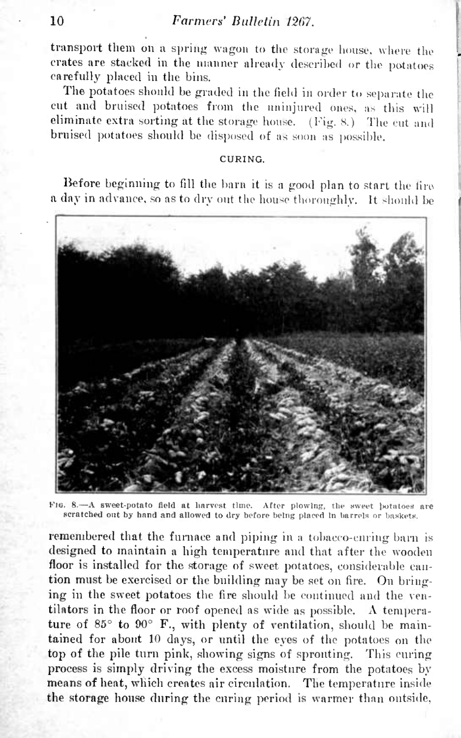transport them on a spring wagon to the storage house, where the crates are stacked in the manner already described or the potatoes carefully placed in the bins.

The potatoes should be graded in the field in order to separate the cut and bruised potatoes from the uninjured ones, as this will eliminate extra sorting at the storage house. (Fig. 8.) The cut and bruised potatoes should be disposed of as soon as possible.

## CURING.

Before beginning to fill the barn it is a good plan to start the fire a day in advance, so as to dry out the house thoroughly. It should be remembered that the furnace and piping in a tobacco-curing barn is designed to maintain a high temperature and that after the wooden floor is installed for the storage of sweet potatoes, considerable caution must be exercised or the building may be set on fire. On bringing in the sweet potatoes the fire should be continued and the ventilators in the floor or roof opened as wide as possible. A temperature of 85° to 90° F., with plenty of ventilation, should be maintained for about 10 days, or until the eyes of the potatoes on the top of the pile turn pink, showing signs of sprouting. This curing process is simply driving the excess moisture from the potatoes by means of heat, which creates air circulation. The temperature inside the storage house during the curing period is warmer than outside,

FIG. 8.—A sweet-potato field at harvest time. After plowing, the sweet potatoes are scratched out by hand and allowed to dry before being placed in barrels or baskets.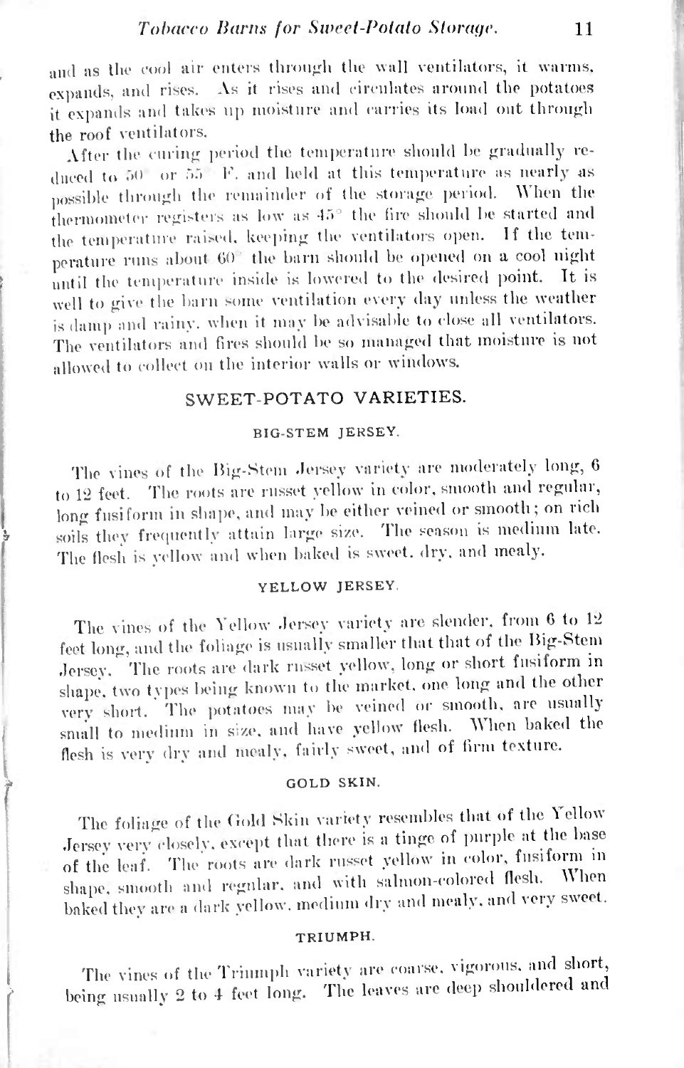and as the cool air enters through the wall ventilators, it warms, expands, and rises. As it rises and circulates around the potatoes it expands and takes up moisture and carries its load out through the roof ventilators.

After the curing period the temperature should be gradually reduced to 50° or 55° F. and held at this temperature as nearly as possible through the remainder of the storage period. When the thermometer registers as low as 45° the fire should be started and the temperature raised, keeping the ventilators open. If the temperature runs about 60° the barn should be opened on a cool night until the temperature inside is lowered to the desired point. It is well to give the barn some ventilation every day unless the weather is damp and rainy, when it may be advisable to close all ventilators. The ventilators and fires should be so managed that moisture is not allowed to collect on the interior walls or windows.

## SWEET-POTATO VARIETIES.

### BIG-STEM JERSEY.

The vines of the Big-Stem Jersey variety are moderately long, 6 to 12 feet. The roots are russet yellow in color, smooth and regular, long fusiform in shape, and may be either veined or smooth; on rich soils they frequently attain large size. The season is medium late. The flesh is yellow and when baked is sweet, dry, and mealy.

### YELLOW JERSEY.

The vines of the Yellow Jersey variety are slender, from 6 to 12 feet long, and the foliage is usually smaller that that of the Big-Stem Jersey. The roots are dark russet yellow, long or short fusiform in shape, two types being known to the market, one long and the other very short. The potatoes may be veined or smooth, are usually small to medium in size, and have yellow flesh. When baked the flesh is very dry and mealy, fairly sweet, and of firm texture.

### GOLD SKIN.

The foliage of the Gold Skin variety resembles that of the Yellow Jersey very closely, except that there is a tinge of purple at the base of the leaf. The roots are dark russet yellow in color, fusiform in shape, smooth and regular, and with salmon-colored flesh. When baked they are a dark yellow, medium dry and mealy, and very sweet.

### TRIUMPH.

The vines of the Triumph variety are coarse, vigorous, and short, being usually 2 to 4 feet long. The leaves are deep shouldered and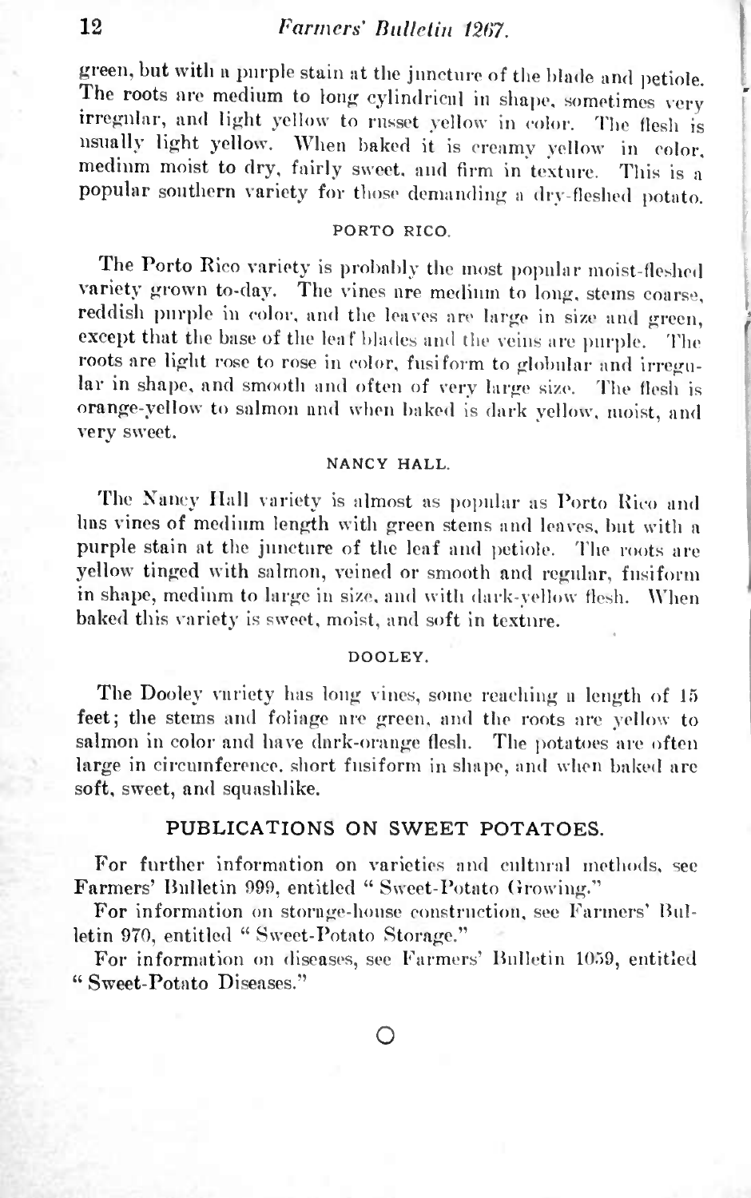green, but with a purple stain at the juncture of the blade and petiole. The roots are medium to long cylindrical in shape, sometimes very irregular, and light yellow to russet yellow in color. The flesh is usually light yellow. When baked it is creamy yellow in color, medium moist to dry, fairly sweet, and firm in texture. This is a popular southern variety for those demanding a dry-fleshed potato.

### PORTO RICO.

The Porto Rico variety is probably the most popular moist-fleshed variety grown to-day. The vines are medium to long, stems coarse, reddish purple in color, and the leaves are large in size and green, except that the base of the leaf blades and the veins are purple. The roots are light rose to rose in color, fusiform to globular and irregular in shape, and smooth and often of very large size. The flesh is orange-yellow to salmon and when baked is dark yellow, moist, and very sweet.

### NANCY HALL.

The Nancy Hall variety is almost as popular as Porto Rico and has vines of medium length with green stems and leaves, but with a purple stain at the juncture of the leaf and petiole. The roots are yellow tinged with salmon, veined or smooth and regular, fusiform in shape, medium to large in size, and with dark-yellow flesh. When baked this variety is sweet, moist, and soft in texture.

### DOOLEY.

The Dooley variety has long vines, some reaching a length of 15 feet; the stems and foliage are green, and the roots are yellow to salmon in color and have dark-orange flesh. The potatoes are often large in circumference, short fusiform in shape, and when baked are soft, sweet, and squashlike.

## PUBLICATIONS ON SWEET POTATOES.

For further information on varieties and cultural methods, see Farmers' Bulletin 999, entitled "Sweet-Potato Growing."

For information on storage-house construction, see Farmers' Bulletin 970, entitled "Sweet-Potato Storage."

For information on diseases, see Farmers' Bulletin 1059, entitled "Sweet-Potato Diseases."